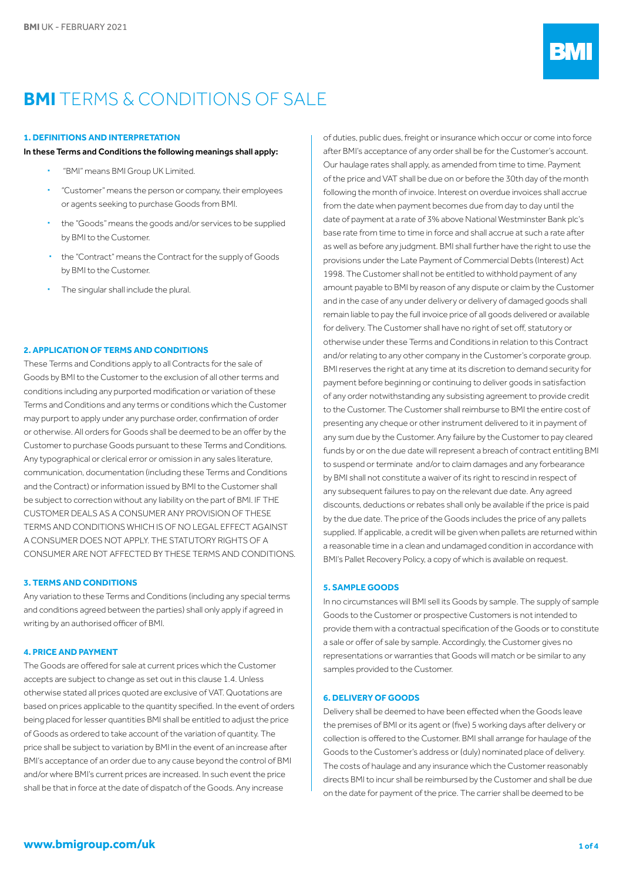# **BMI** TERMS & CONDITIONS OF SALE

## 1. DEFINITIONS AND INTERPRETATION

**In these Terms and Conditions the following meanings shall apply:**

- "BMI" means BMI Group UK Limited.
- "Customer" means the person or company, their employees or agents seeking to purchase Goods from BMI.
- the "Goods" means the goods and/or services to be supplied by BMI to the Customer.
- the "Contract" means the Contract for the supply of Goods by BMI to the Customer.
- The singular shall include the plural.

## 2. APPLICATION OF TERMS AND CONDITIONS

These Terms and Conditions apply to all Contracts for the sale of Goods by BMI to the Customer to the exclusion of all other terms and conditions including any purported modification or variation of these Terms and Conditions and any terms or conditions which the Customer may purport to apply under any purchase order, confirmation of order or otherwise. All orders for Goods shall be deemed to be an offer by the Customer to purchase Goods pursuant to these Terms and Conditions. Any typographical or clerical error or omission in any sales literature, communication, documentation (including these Terms and Conditions and the Contract) or information issued by BMI to the Customer shall be subject to correction without any liability on the part of BMI. IF THE CUSTOMER DEALS AS A CONSUMER ANY PROVISION OF THESE TERMS AND CONDITIONS WHICH IS OF NO LEGAL EFFECT AGAINST A CONSUMER DOES NOT APPLY. THE STATUTORY RIGHTS OF A CONSUMER ARE NOT AFFECTED BY THESE TERMS AND CONDITIONS.

## 3. TERMS AND CONDITIONS

Any variation to these Terms and Conditions (including any special terms and conditions agreed between the parties) shall only apply if agreed in writing by an authorised officer of BMI.

## 4. PRICE AND PAYMENT

The Goods are offered for sale at current prices which the Customer accepts are subject to change as set out in this clause 1.4. Unless otherwise stated all prices quoted are exclusive of VAT. Quotations are based on prices applicable to the quantity specified. In the event of orders being placed for lesser quantities BMI shall be entitled to adjust the price of Goods as ordered to take account of the variation of quantity. The price shall be subject to variation by BMI in the event of an increase after BMI's acceptance of an order due to any cause beyond the control of BMI and/or where BMI's current prices are increased. In such event the price shall be that in force at the date of dispatch of the Goods. Any increase of duties, public dues, freight or insurance which occur or come into force after BMI's acceptance of any order shall be for the Customer's account. Our haulage rates shall apply, as amended from time to time. Payment of the price and VAT shall be due on or before the 30th day of the month following the month of invoice. Interest on overdue invoices shall accrue from the date when payment becomes due from day to day until the date of payment at a rate of 3% above National Westminster Bank plc's base rate from time to time in force and shall accrue at such a rate after as well as before any judgment. BMI shall further have the right to use the provisions under the Late Payment of Commercial Debts (Interest) Act 1998. The Customer shall not be entitled to withhold payment of any amount payable to BMI by reason of any dispute or claim by the Customer and in the case of any under delivery or delivery of damaged goods shall remain liable to pay the full invoice price of all goods delivered or available for delivery. The Customer shall have no right of set off, statutory or otherwise under these Terms and Conditions in relation to this Contract and/or relating to any other company in the Customer's corporate group. BMI reserves the right at any time at its discretion to demand security for payment before beginning or continuing to deliver goods in satisfaction of any order notwithstanding any subsisting agreement to provide credit to the Customer. The Customer shall reimburse to BMI the entire cost of presenting any cheque or other instrument delivered to it in payment of any sum due by the Customer. Any failure by the Customer to pay cleared funds by or on the due date will represent a breach of contract entitling BMI to suspend or terminate and/or to claim damages and any forbearance by BMI shall not constitute a waiver of its right to rescind in respect of any subsequent failures to pay on the relevant due date. Any agreed discounts, deductions or rebates shall only be available if the price is paid by the due date. The price of the Goods includes the price of any pallets supplied. If applicable, a credit will be given when pallets are returned within a reasonable time in a clean and undamaged condition in accordance with BMI's Pallet Recovery Policy, a copy of which is available on request.

## 5. SAMPLE GOODS

In no circumstances will BMI sell its Goods by sample. The supply of sample Goods to the Customer or prospective Customers is not intended to provide them with a contractual specification of the Goods or to constitute a sale or offer of sale by sample. Accordingly, the Customer gives no representations or warranties that Goods will match or be similar to any samples provided to the Customer.

## 6. DELIVERY OF GOODS

Delivery shall be deemed to have been effected when the Goods leave the premises of BMI or its agent or (five) 5 working days after delivery or collection is offered to the Customer. BMI shall arrange for haulage of the Goods to the Customer's address or (duly) nominated place of delivery. The costs of haulage and any insurance which the Customer reasonably directs BMI to incur shall be reimbursed by the Customer and shall be due on the date for payment of the price. The carrier shall be deemed to be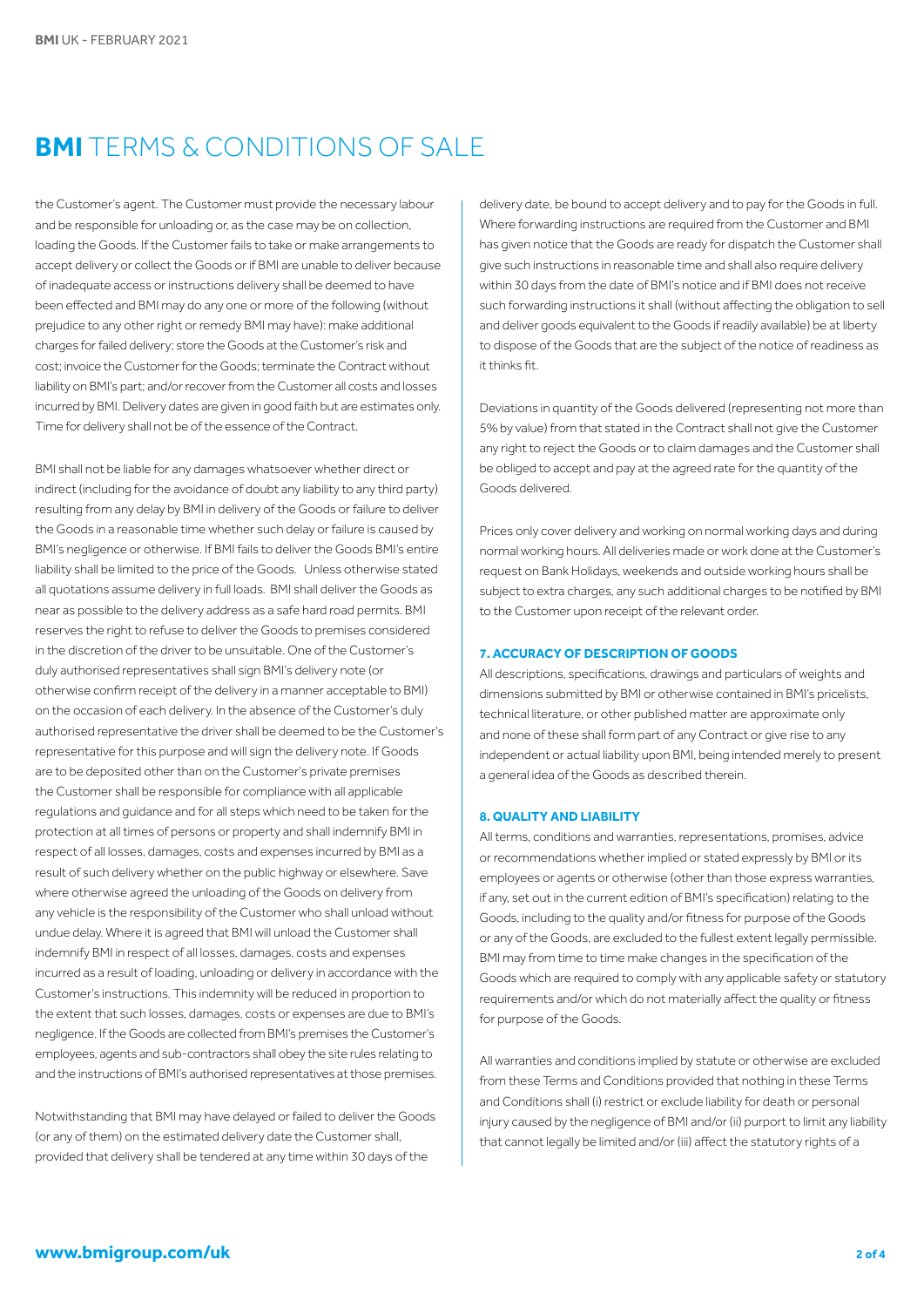the Customer's agent. The Customer must provide the necessary labour and be responsible for unloading or, as the case may be on collection, loading the Goods. If the Customer fails to take or make arrangements to accept delivery or collect the Goods or if BMI are unable to deliver because of inadequate access or instructions delivery shall be deemed to have been effected and BMI may do any one or more of the following (without prejudice to any other right or remedy BMI may have): make additional charges for failed delivery; store the Goods at the Customer's risk and cost; invoice the Customer for the Goods; terminate the Contract without liability on BMI's part; and/or recover from the Customer all costs and losses incurred by BMI. Delivery dates are given in good faith but are estimates only. Time for delivery shall not be of the essence of the Contract.

BMI shall not be liable for any damages whatsoever whether direct or indirect (including for the avoidance of doubt any liability to any third party) resulting from any delay by BMI in delivery of the Goods or failure to deliver the Goods in a reasonable time whether such delay or failure is caused by BMI's negligence or otherwise. If BMI fails to deliver the Goods BMI's entire liability shall be limited to the price of the Goods. Unless otherwise stated all quotations assume delivery in full loads. BMI shall deliver the Goods as near as possible to the delivery address as a safe hard road permits. BMI reserves the right to refuse to deliver the Goods to premises considered in the discretion of the driver to be unsuitable. One of the Customer's duly authorised representatives shall sign BMI's delivery note (or otherwise confirm receipt of the delivery in a manner acceptable to BMI) on the occasion of each delivery. In the absence of the Customer's duly authorised representative the driver shall be deemed to be the Customer's representative for this purpose and will sign the delivery note. If Goods are to be deposited other than on the Customer's private premises the Customer shall be responsible for compliance with all applicable regulations and guidance and for all steps which need to be taken for the protection at all times of persons or property and shall indemnify BMI in respect of all losses, damages, costs and expenses incurred by BMI as a result of such delivery whether on the public highway or elsewhere. Save where otherwise agreed the unloading of the Goods on delivery from any vehicle is the responsibility of the Customer who shall unload without undue delay. Where it is agreed that BMI will unload the Customer shall indemnify BMI in respect of all losses, damages, costs and expenses incurred as a result of loading, unloading or delivery in accordance with the Customer's instructions. This indemnity will be reduced in proportion to the extent that such losses, damages, costs or expenses are due to BMI's negligence. If the Goods are collected from BMI's premises the Customer's employees, agents and sub-contractors shall obey the site rules relating to and the instructions of BMI's authorised representatives at those premises.

Notwithstanding that BMI may have delayed or failed to deliver the Goods (or any of them) on the estimated delivery date the Customer shall, provided that delivery shall be tendered at any time within 30 days of the delivery date, be bound to accept delivery and to pay for the Goods in full. Where forwarding instructions are required from the Customer and BMI has given notice that the Goods are ready for dispatch the Customer shall give such instructions in reasonable time and shall also require delivery within 30 days from the date of BMI's notice and if BMI does not receive such forwarding instructions it shall (without affecting the obligation to sell and deliver goods equivalent to the Goods if readily available) be at liberty to dispose of the Goods that are the subject of the notice of readiness as it thinks fit.

Deviations in quantity of the Goods delivered (representing not more than 5% by value) from that stated in the Contract shall not give the Customer any right to reject the Goods or to claim damages and the Customer shall be obliged to accept and pay at the agreed rate for the quantity of the Goods delivered.

Prices only cover delivery and working on normal working days and during normal working hours. All deliveries made or work done at the Customer's request on Bank Holidays, weekends and outside working hours shall be subject to extra charges, any such additional charges to be notified by BMI to the Customer upon receipt of the relevant order.

### 7. ACCURACY OF DESCRIPTION OF GOODS

All descriptions, specifications, drawings and particulars of weights and dimensions submitted by BMI or otherwise contained in BMI's pricelists, technical literature, or other published matter are approximate only and none of these shall form part of any Contract or give rise to any independent or actual liability upon BMI, being intended merely to present a general idea of the Goods as described therein.

### 8. QUALITY AND LIABILITY

All terms, conditions and warranties, representations, promises, advice or recommendations whether implied or stated expressly by BMI or its employees or agents or otherwise (other than those express warranties, if any, set out in the current edition of BMI's specification) relating to the Goods, including to the quality and/or fitness for purpose of the Goods or any of the Goods, are excluded to the fullest extent legally permissible. BMI may from time to time make changes in the specification of the Goods which are required to comply with any applicable safety or statutory requirements and/or which do not materially affect the quality or fitness for purpose of the Goods.

All warranties and conditions implied by statute or otherwise are excluded from these Terms and Conditions provided that nothing in these Terms and Conditions shall (i) restrict or exclude liability for death or personal injury caused by the negligence of BMI and/or (ii) purport to limit any liability that cannot legally be limited and/or (iii) affect the statutory rights of a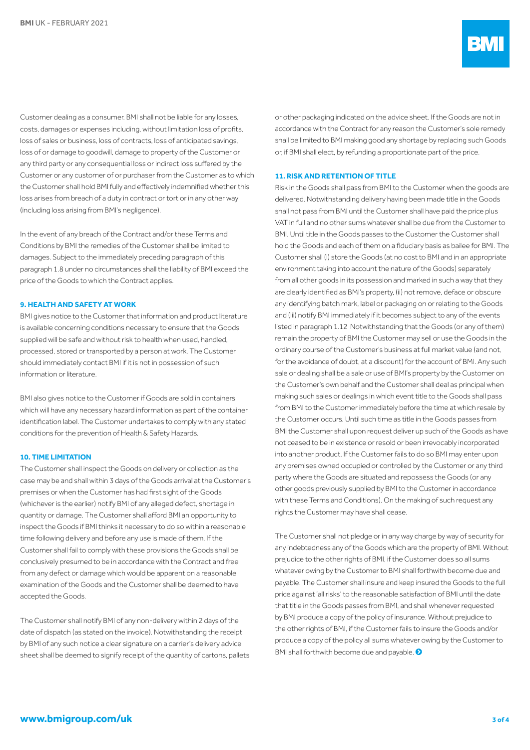Customer dealing as a consumer. BMI shall not be liable for any losses, costs, damages or expenses including, without limitation loss of profits, loss of sales or business, loss of contracts, loss of anticipated savings, loss of or damage to goodwill, damage to property of the Customer or any third party or any consequential loss or indirect loss suffered by the Customer or any customer of or purchaser from the Customer as to which the Customer shall hold BMI fully and effectively indemnified whether this loss arises from breach of a duty in contract or tort or in any other way (including loss arising from BMI's negligence).

In the event of any breach of the Contract and/or these Terms and Conditions by BMI the remedies of the Customer shall be limited to damages. Subject to the immediately preceding paragraph of this paragraph 1.8 under no circumstances shall the liability of BMI exceed the price of the Goods to which the Contract applies.

### 9. HEALTH AND SAFETY AT WORK

BMI gives notice to the Customer that information and product literature is available concerning conditions necessary to ensure that the Goods supplied will be safe and without risk to health when used, handled, processed, stored or transported by a person at work. The Customer should immediately contact BMI if it is not in possession of such information or literature.

BMI also gives notice to the Customer if Goods are sold in containers which will have any necessary hazard information as part of the container identification label. The Customer undertakes to comply with any stated conditions for the prevention of Health & Safety Hazards.

### 10. TIME LIMITATION

The Customer shall inspect the Goods on delivery or collection as the case may be and shall within 3 days of the Goods arrival at the Customer's premises or when the Customer has had first sight of the Goods (whichever is the earlier) notify BMI of any alleged defect, shortage in quantity or damage. The Customer shall afford BMI an opportunity to inspect the Goods if BMI thinks it necessary to do so within a reasonable time following delivery and before any use is made of them. If the Customer shall fail to comply with these provisions the Goods shall be conclusively presumed to be in accordance with the Contract and free from any defect or damage which would be apparent on a reasonable examination of the Goods and the Customer shall be deemed to have accepted the Goods.

The Customer shall notify BMI of any non-delivery within 2 days of the date of dispatch (as stated on the invoice). Notwithstanding the receipt by BMI of any such notice a clear signature on a carrier's delivery advice sheet shall be deemed to signify receipt of the quantity of cartons, pallets or other packaging indicated on the advice sheet. If the Goods are not in accordance with the Contract for any reason the Customer's sole remedy shall be limited to BMI making good any shortage by replacing such Goods or, if BMI shall elect, by refunding a proportionate part of the price.

### 11. RISK AND RETENTION OF TITLE

Risk in the Goods shall pass from BMI to the Customer when the goods are delivered. Notwithstanding delivery having been made title in the Goods shall not pass from BMI until the Customer shall have paid the price plus VAT in full and no other sums whatever shall be due from the Customer to BMI. Until title in the Goods passes to the Customer the Customer shall hold the Goods and each of them on a fiduciary basis as bailee for BMI. The Customer shall (i) store the Goods (at no cost to BMI and in an appropriate environment taking into account the nature of the Goods) separately from all other goods in its possession and marked in such a way that they are clearly identified as BMI's property, (ii) not remove, deface or obscure any identifying batch mark, label or packaging on or relating to the Goods and (iii) notify BMI immediately if it becomes subject to any of the events listed in paragraph 1.12 Notwithstanding that the Goods (or any of them) remain the property of BMI the Customer may sell or use the Goods in the ordinary course of the Customer's business at full market value (and not, for the avoidance of doubt, at a discount) for the account of BMI. Any such sale or dealing shall be a sale or use of BMI's property by the Customer on the Customer's own behalf and the Customer shall deal as principal when making such sales or dealings in which event title to the Goods shall pass from BMI to the Customer immediately before the time at which resale by the Customer occurs. Until such time as title in the Goods passes from BMI the Customer shall upon request deliver up such of the Goods as have not ceased to be in existence or resold or been irrevocably incorporated into another product. If the Customer fails to do so BMI may enter upon any premises owned occupied or controlled by the Customer or any third party where the Goods are situated and repossess the Goods (or any other goods previously supplied by BMI to the Customer in accordance with these Terms and Conditions). On the making of such request any rights the Customer may have shall cease.

The Customer shall not pledge or in any way charge by way of security for any indebtedness any of the Goods which are the property of BMI. Without prejudice to the other rights of BMI, if the Customer does so all sums whatever owing by the Customer to BMI shall forthwith become due and payable. The Customer shall insure and keep insured the Goods to the full price against 'all risks' to the reasonable satisfaction of BMI until the date that title in the Goods passes from BMI, and shall whenever requested by BMI produce a copy of the policy of insurance. Without prejudice to the other rights of BMI, if the Customer fails to insure the Goods and/or produce a copy of the policy all sums whatever owing by the Customer to BMI shall forthwith become due and payable.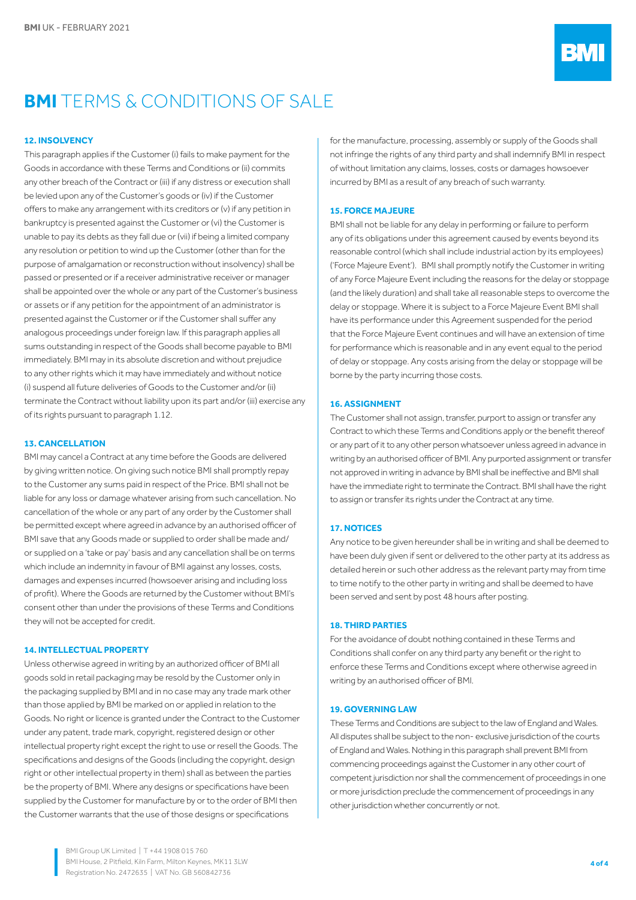# **BMI** TERMS & CONDITIONS OF SALE

### 12. INSOLVENCY

This paragraph applies if the Customer (i) fails to make payment for the Goods in accordance with these Terms and Conditions or (ii) commits any other breach of the Contract or (iii) if any distress or execution shall be levied upon any of the Customer's goods or (iv) if the Customer offers to make any arrangement with its creditors or (v) if any petition in bankruptcy is presented against the Customer or (vi) the Customer is unable to pay its debts as they fall due or (vii) if being a limited company any resolution or petition to wind up the Customer (other than for the purpose of amalgamation or reconstruction without insolvency) shall be passed or presented or if a receiver administrative receiver or manager shall be appointed over the whole or any part of the Customer's business or assets or if any petition for the appointment of an administrator is presented against the Customer or if the Customer shall suffer any analogous proceedings under foreign law. If this paragraph applies all sums outstanding in respect of the Goods shall become payable to BMI immediately. BMI may in its absolute discretion and without prejudice to any other rights which it may have immediately and without notice (i) suspend all future deliveries of Goods to the Customer and/or (ii) terminate the Contract without liability upon its part and/or (iii) exercise any of its rights pursuant to paragraph 1.12.

### 13. CANCELLATION

BMI may cancel a Contract at any time before the Goods are delivered by giving written notice. On giving such notice BMI shall promptly repay to the Customer any sums paid in respect of the Price. BMI shall not be liable for any loss or damage whatever arising from such cancellation. No cancellation of the whole or any part of any order by the Customer shall be permitted except where agreed in advance by an authorised officer of BMI save that any Goods made or supplied to order shall be made and/or supplied on a 'take or pay' basis and any cancellation shall be on terms which include an indemnity in favour of BMI against any losses, costs, damages and expenses incurred (howsoever arising and including loss of profit). Where the Goods are returned by the Customer without BMI's consent other than under the provisions of these Terms and Conditions they will not be accepted for credit.

### 14. INTELLECTUAL PROPERTY

Unless otherwise agreed in writing by an authorized officer of BMI all goods sold in retail packaging may be resold by the Customer only in the packaging supplied by BMI and in no case may any trade mark other than those applied by BMI be marked on or applied in relation to the Goods. No right or licence is granted under the Contract to the Customer under any patent, trade mark, copyright, registered design or other intellectual property right except the right to use or resell the Goods. The specifications and designs of the Goods (including the copyright, design right or other intellectual property in them) shall as between the parties be the property of BMI. Where any designs or specifications have been supplied by the Customer for manufacture by or to the order of BMI then the Customer warrants that the use of those designs or specifications for the manufacture, processing, assembly or supply of the Goods shall not infringe the rights of any third party and shall indemnify BMI in respect of without limitation any claims, losses, costs or damages howsoever incurred by BMI as a result of any breach of such warranty.

### 15. FORCE MAJEURE

BMI shall not be liable for any delay in performing or failure to perform any of its obligations under this agreement caused by events beyond its reasonable control (which shall include industrial action by its employees) ('Force Majeure Event'). BMI shall promptly notify the Customer in writing of any Force Majeure Event including the reasons for the delay or stoppage (and the likely duration) and shall take all reasonable steps to overcome the delay or stoppage. Where it is subject to a Force Majeure Event BMI shall have its performance under this Agreement suspended for the period that the Force Majeure Event continues and will have an extension of time for performance which is reasonable and in any event equal to the period of delay or stoppage. Any costs arising from the delay or stoppage will be borne by the party incurring those costs.

### 16. ASSIGNMENT

The Customer shall not assign, transfer, purport to assign or transfer any Contract to which these Terms and Conditions apply or the benefit thereof or any part of it to any other person whatsoever unless agreed in advance in writing by an authorised officer of BMI. Any purported assignment or transfer not approved in writing in advance by BMI shall be ineffective and BMI shall have the immediate right to terminate the Contract. BMI shall have the right to assign or transfer its rights under the Contract at any time.

### 17. NOTICES

Any notice to be given hereunder shall be in writing and shall be deemed to have been duly given if sent or delivered to the other party at its address as detailed herein or such other address as the relevant party may from time to time notify to the other party in writing and shall be deemed to have been served and sent by post 48 hours after posting.

### 18. THIRD PARTIES

For the avoidance of doubt nothing contained in these Terms and Conditions shall confer on any third party any benefit or the right to enforce these Terms and Conditions except where otherwise agreed in writing by an authorised officer of BMI.

### 19. GOVERNING LAW

These Terms and Conditions are subject to the law of England and Wales. All disputes shall be subject to the non- exclusive jurisdiction of the courts of England and Wales. Nothing in this paragraph shall prevent BMI from commencing proceedings against the Customer in any other court of competent jurisdiction nor shall the commencement of proceedings in one or more jurisdiction preclude the commencement of proceedings in any other jurisdiction whether concurrently or not.